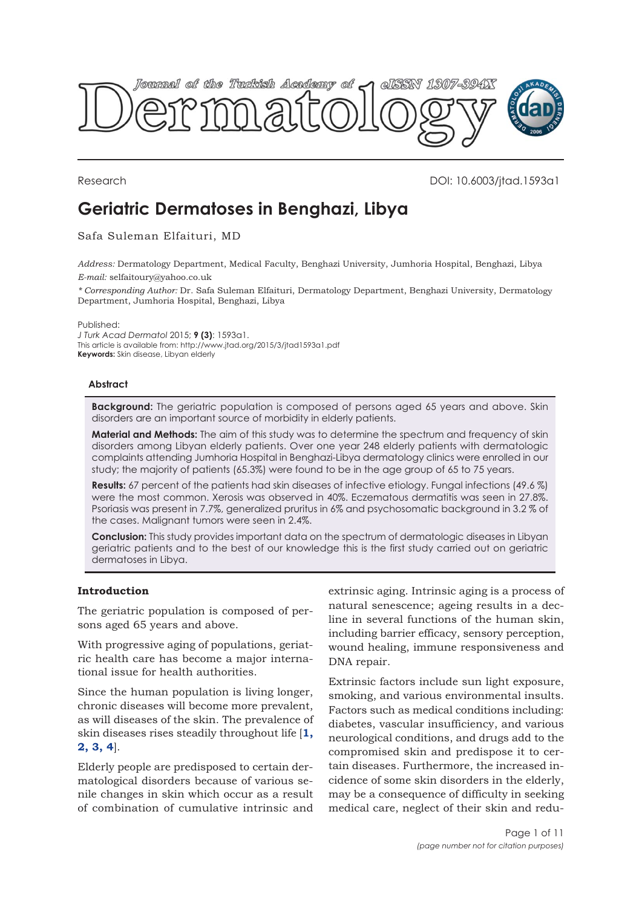Research

DOI: 10.6003/jtad.1593a1

# Geriatric Dermatoses in Benghazi, Libya

Safa Suleman Elfaituri, MD

*Address:* Dermatology Department, Medical Faculty, Benghazi University, Jumhoria Hospital, Benghazi, Libya
*E-mail:* selfaitoury@yahoo.co.uk

*\* Corresponding Author:* Dr. Safa Suleman Elfaituri, Dermatology Department, Benghazi University, Dermatology Department, Jumhoria Hospital, Benghazi, Libya

Published:
*J Turk Acad Dermatol* 2015; **9 (3)**: 1593a1.
This article is available from: http://www.jtad.org/2015/3/jtad1593a1.pdf
**Keywords:** Skin disease, Libyan elderly

## Abstract

**Background:** The geriatric population is composed of persons aged 65 years and above. Skin disorders are an important source of morbidity in elderly patients.

**Material and Methods:** The aim of this study was to determine the spectrum and frequency of skin disorders among Libyan elderly patients. Over one year 248 elderly patients with dermatologic complaints attending Jumhoria Hospital in Benghazi-Libya dermatology clinics were enrolled in our study; the majority of patients (65.3%) were found to be in the age group of 65 to 75 years.

**Results:** 67 percent of the patients had skin diseases of infective etiology. Fungal infections (49.6 %) were the most common. Xerosis was observed in 40%. Eczematous dermatitis was seen in 27.8%. Psoriasis was present in 7.7%, generalized pruritus in 6% and psychosomatic background in 3.2 % of the cases. Malignant tumors were seen in 2.4%.

**Conclusion:** This study provides important data on the spectrum of dermatologic diseases in Libyan geriatric patients and to the best of our knowledge this is the first study carried out on geriatric dermatoses in Libya.

## Introduction

The geriatric population is composed of persons aged 65 years and above.

With progressive aging of populations, geriatric health care has become a major international issue for health authorities.

Since the human population is living longer, chronic diseases will become more prevalent, as will diseases of the skin. The prevalence of skin diseases rises steadily throughout life [1, 2, 3, 4].

Elderly people are predisposed to certain dermatological disorders because of various senile changes in skin which occur as a result of combination of cumulative intrinsic and extrinsic aging. Intrinsic aging is a process of natural senescence; ageing results in a decline in several functions of the human skin, including barrier efficacy, sensory perception, wound healing, immune responsiveness and DNA repair.

Extrinsic factors include sun light exposure, smoking, and various environmental insults. Factors such as medical conditions including: diabetes, vascular insufficiency, and various neurological conditions, and drugs add to the compromised skin and predispose it to certain diseases. Furthermore, the increased incidence of some skin disorders in the elderly, may be a consequence of difficulty in seeking medical care, neglect of their skin and redu-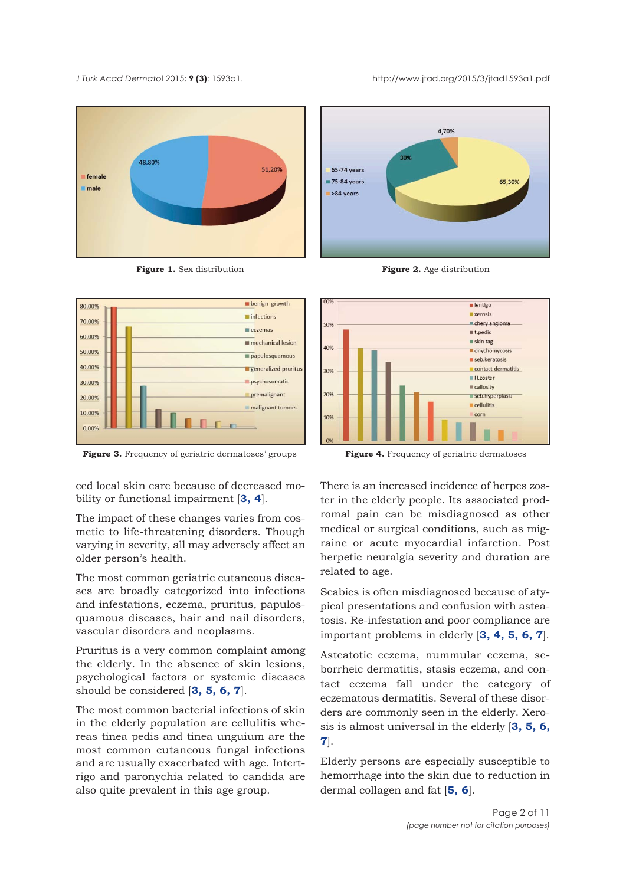Figure 1. Sex distribution

Figure 2. Age distribution

Figure 3. Frequency of geriatric dermatoses' groups

Figure 4. Frequency of geriatric dermatoses

ced local skin care because of decreased mobility or functional impairment [3, 4].

The impact of these changes varies from cosmetic to life-threatening disorders. Though varying in severity, all may adversely affect an older person's health.

The most common geriatric cutaneous diseases are broadly categorized into infections and infestations, eczema, pruritus, papulosquamous diseases, hair and nail disorders, vascular disorders and neoplasms.

Pruritus is a very common complaint among the elderly. In the absence of skin lesions, psychological factors or systemic diseases should be considered [3, 5, 6, 7].

The most common bacterial infections of skin in the elderly population are cellulitis whereas tinea pedis and tinea unguium are the most common cutaneous fungal infections and are usually exacerbated with age. Intertrigo and paronychia related to candida are also quite prevalent in this age group.

There is an increased incidence of herpes zoster in the elderly people. Its associated prodromal pain can be misdiagnosed as other medical or surgical conditions, such as migraine or acute myocardial infarction. Post herpetic neuralgia severity and duration are related to age.

Scabies is often misdiagnosed because of atypical presentations and confusion with asteatosis. Re-infestation and poor compliance are important problems in elderly [3, 4, 5, 6, 7].

Asteatotic eczema, nummular eczema, seborrheic dermatitis, stasis eczema, and contact eczema fall under the category of eczematous dermatitis. Several of these disorders are commonly seen in the elderly. Xerosis is almost universal in the elderly [3, 5, 6, 7].

Elderly persons are especially susceptible to hemorrhage into the skin due to reduction in dermal collagen and fat [5, 6].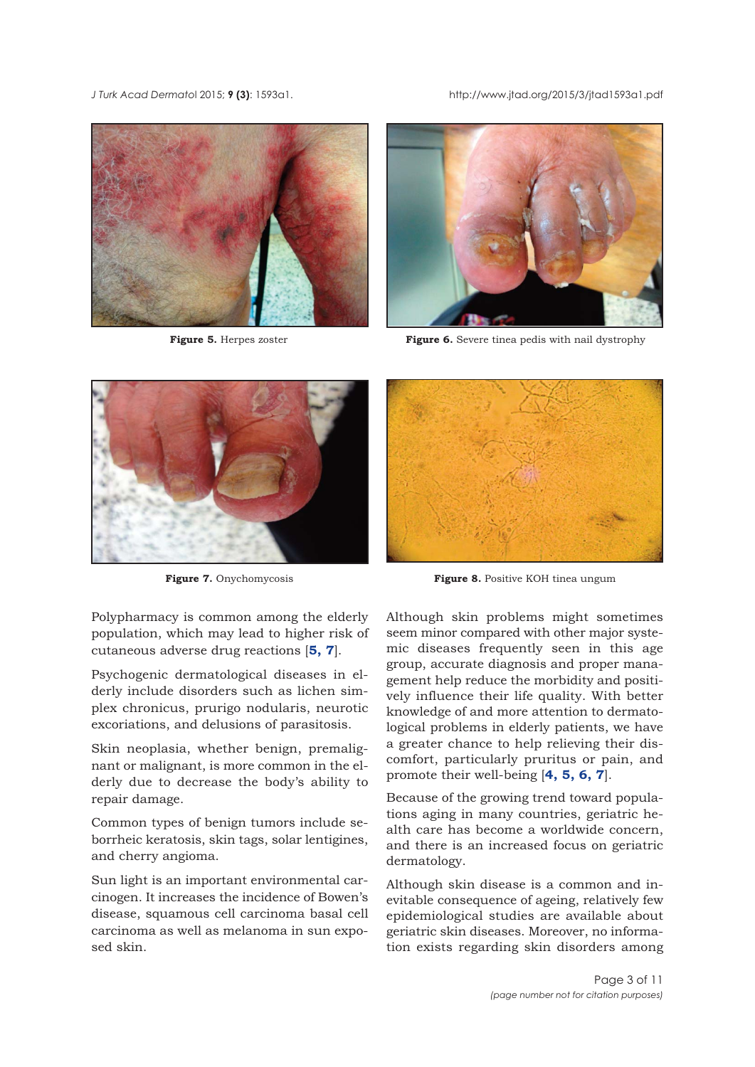**Figure 5.** Herpes zoster

**Figure 6.** Severe tinea pedis with nail dystrophy

**Figure 7.** Onychomycosis

**Figure 8.** Positive KOH tinea ungum

Polypharmacy is common among the elderly population, which may lead to higher risk of cutaneous adverse drug reactions [**5, 7**].

Psychogenic dermatological diseases in elderly include disorders such as lichen simplex chronicus, prurigo nodularis, neurotic excoriations, and delusions of parasitosis.

Skin neoplasia, whether benign, premalignant or malignant, is more common in the elderly due to decrease the body's ability to repair damage.

Common types of benign tumors include seborrheic keratosis, skin tags, solar lentigines, and cherry angioma.

Sun light is an important environmental carcinogen. It increases the incidence of Bowen's disease, squamous cell carcinoma basal cell carcinoma as well as melanoma in sun exposed skin.

Although skin problems might sometimes seem minor compared with other major systemic diseases frequently seen in this age group, accurate diagnosis and proper management help reduce the morbidity and positively influence their life quality. With better knowledge of and more attention to dermatological problems in elderly patients, we have a greater chance to help relieving their discomfort, particularly pruritus or pain, and promote their well-being [**4, 5, 6, 7**].

Because of the growing trend toward populations aging in many countries, geriatric health care has become a worldwide concern, and there is an increased focus on geriatric dermatology.

Although skin disease is a common and inevitable consequence of ageing, relatively few epidemiological studies are available about geriatric skin diseases. Moreover, no information exists regarding skin disorders among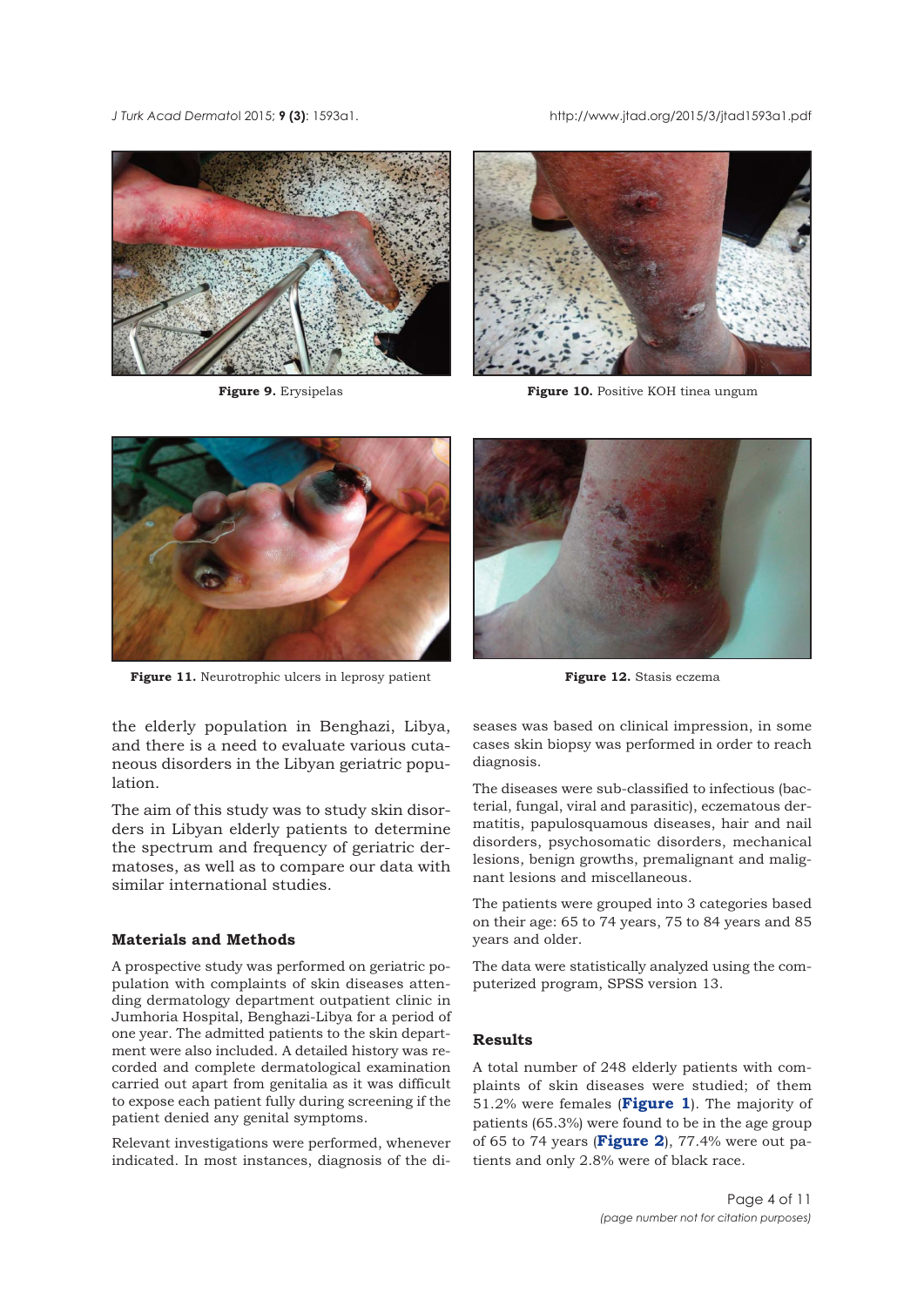Figure 9. Erysipelas

Figure 10. Positive KOH tinea ungum

Figure 11. Neurotrophic ulcers in leprosy patient

Figure 12. Stasis eczema

the elderly population in Benghazi, Libya, and there is a need to evaluate various cutaneous disorders in the Libyan geriatric population.

The aim of this study was to study skin disorders in Libyan elderly patients to determine the spectrum and frequency of geriatric dermatoses, as well as to compare our data with similar international studies.

## Materials and Methods

A prospective study was performed on geriatric population with complaints of skin diseases attending dermatology department outpatient clinic in Jumhoria Hospital, Benghazi-Libya for a period of one year. The admitted patients to the skin department were also included. A detailed history was recorded and complete dermatological examination carried out apart from genitalia as it was difficult to expose each patient fully during screening if the patient denied any genital symptoms.

Relevant investigations were performed, whenever indicated. In most instances, diagnosis of the diseases was based on clinical impression, in some cases skin biopsy was performed in order to reach diagnosis.

The diseases were sub-classified to infectious (bacterial, fungal, viral and parasitic), eczematous dermatitis, papulosquamous diseases, hair and nail disorders, psychosomatic disorders, mechanical lesions, benign growths, premalignant and malignant lesions and miscellaneous.

The patients were grouped into 3 categories based on their age: 65 to 74 years, 75 to 84 years and 85 years and older.

The data were statistically analyzed using the computerized program, SPSS version 13.

## Results

A total number of 248 elderly patients with complaints of skin diseases were studied; of them 51.2% were females (**Figure 1**). The majority of patients (65.3%) were found to be in the age group of 65 to 74 years (**Figure 2**), 77.4% were out patients and only 2.8% were of black race.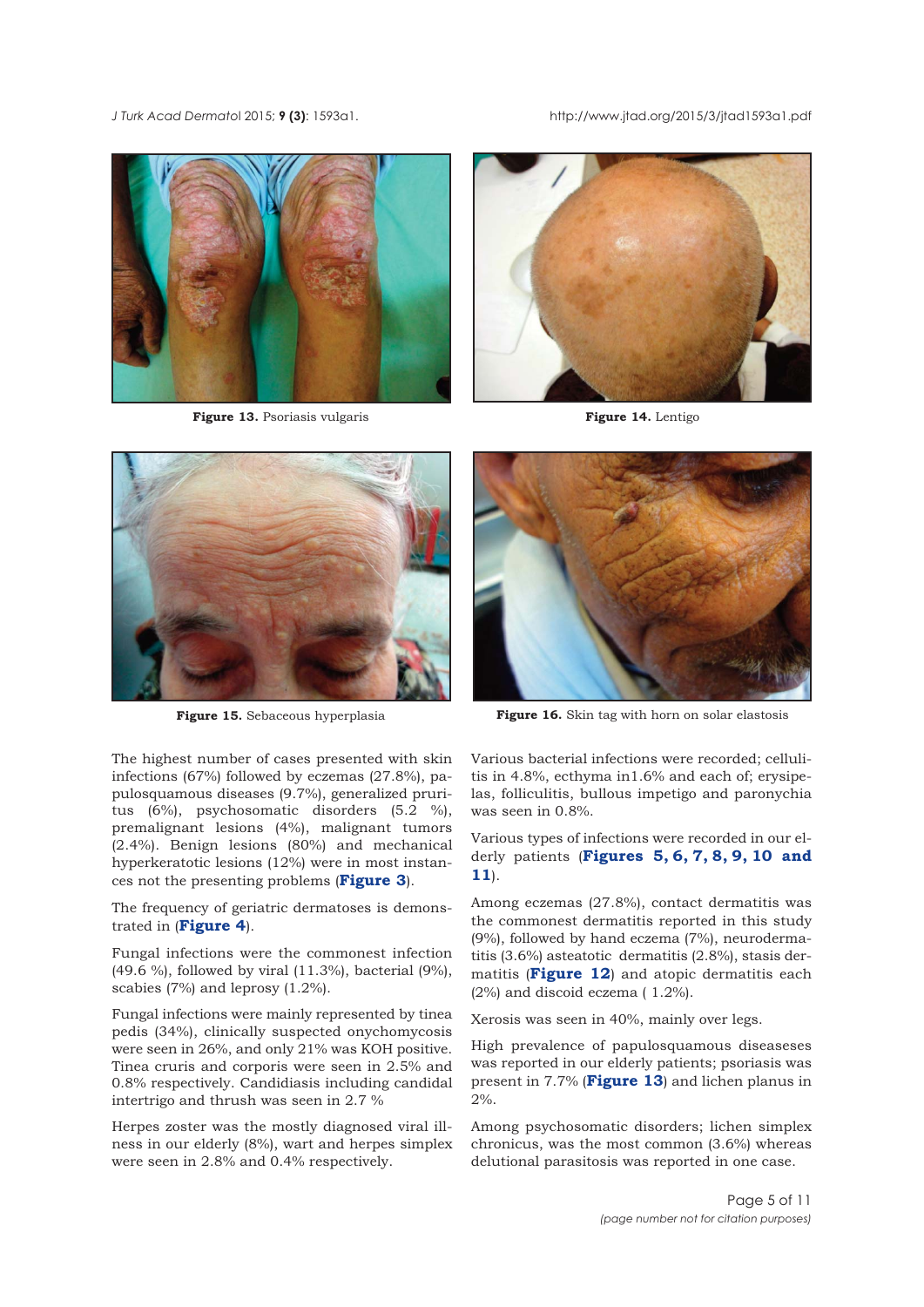Figure 13. Psoriasis vulgaris

Figure 14. Lentigo

Figure 15. Sebaceous hyperplasia

Figure 16. Skin tag with horn on solar elastosis

The highest number of cases presented with skin infections (67%) followed by eczemas (27.8%), papulosquamous diseases (9.7%), generalized pruritus (6%), psychosomatic disorders (5.2 %), premalignant lesions (4%), malignant tumors (2.4%). Benign lesions (80%) and mechanical hyperkeratotic lesions (12%) were in most instances not the presenting problems (**Figure 3**).

The frequency of geriatric dermatoses is demonstrated in (**Figure 4**).

Fungal infections were the commonest infection (49.6 %), followed by viral (11.3%), bacterial (9%), scabies (7%) and leprosy (1.2%).

Fungal infections were mainly represented by tinea pedis (34%), clinically suspected onychomycosis were seen in 26%, and only 21% was KOH positive. Tinea cruris and corporis were seen in 2.5% and 0.8% respectively. Candidiasis including candidal intertrigo and thrush was seen in 2.7 %

Herpes zoster was the mostly diagnosed viral illness in our elderly (8%), wart and herpes simplex were seen in 2.8% and 0.4% respectively.

Various bacterial infections were recorded; cellulitis in 4.8%, ecthyma in1.6% and each of; erysipelas, folliculitis, bullous impetigo and paronychia was seen in 0.8%.

Various types of infections were recorded in our elderly patients (**Figures 5, 6, 7, 8, 9, 10 and 11**).

Among eczemas (27.8%), contact dermatitis was the commonest dermatitis reported in this study (9%), followed by hand eczema (7%), neurodermatitis (3.6%) asteatotic dermatitis (2.8%), stasis dermatitis (**Figure 12**) and atopic dermatitis each (2%) and discoid eczema ( 1.2%).

Xerosis was seen in 40%, mainly over legs.

High prevalence of papulosquamous diseaseses was reported in our elderly patients; psoriasis was present in 7.7% (**Figure 13**) and lichen planus in 2%.

Among psychosomatic disorders; lichen simplex chronicus, was the most common (3.6%) whereas delutional parasitosis was reported in one case.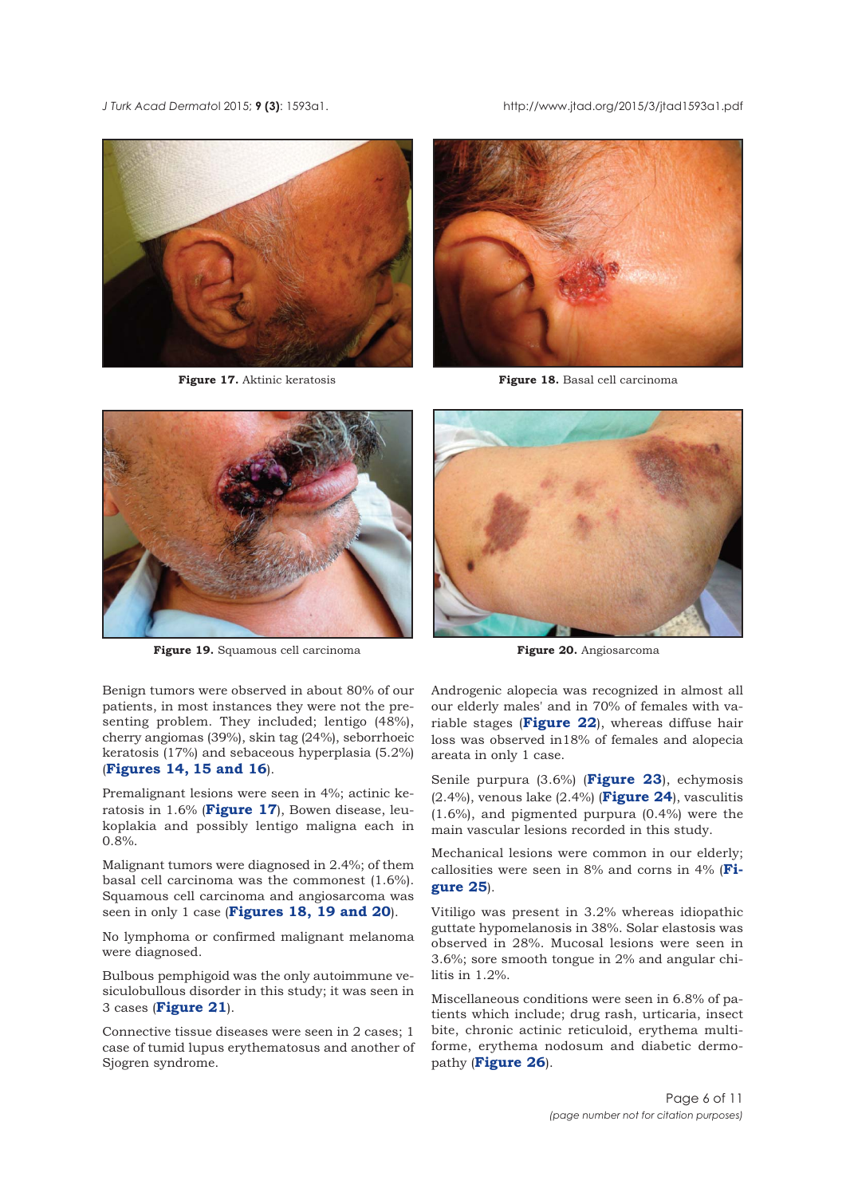Figure 17. Aktinic keratosis

Figure 18. Basal cell carcinoma

Figure 19. Squamous cell carcinoma

Figure 20. Angiosarcoma

Benign tumors were observed in about 80% of our patients, in most instances they were not the presenting problem. They included; lentigo (48%), cherry angiomas (39%), skin tag (24%), seborrhoeic keratosis (17%) and sebaceous hyperplasia (5.2%) (**Figures 14, 15 and 16**).

Premalignant lesions were seen in 4%; actinic keratosis in 1.6% (**Figure 17**), Bowen disease, leukoplakia and possibly lentigo maligna each in 0.8%.

Malignant tumors were diagnosed in 2.4%; of them basal cell carcinoma was the commonest (1.6%). Squamous cell carcinoma and angiosarcoma was seen in only 1 case (**Figures 18, 19 and 20**).

No lymphoma or confirmed malignant melanoma were diagnosed.

Bulbous pemphigoid was the only autoimmune vesiculobullous disorder in this study; it was seen in 3 cases (**Figure 21**).

Connective tissue diseases were seen in 2 cases; 1 case of tumid lupus erythematosus and another of Sjogren syndrome.

Androgenic alopecia was recognized in almost all our elderly males' and in 70% of females with variable stages (**Figure 22**), whereas diffuse hair loss was observed in18% of females and alopecia areata in only 1 case.

Senile purpura (3.6%) (**Figure 23**), echymosis (2.4%), venous lake (2.4%) (**Figure 24**), vasculitis (1.6%), and pigmented purpura (0.4%) were the main vascular lesions recorded in this study.

Mechanical lesions were common in our elderly; callosities were seen in 8% and corns in 4% (**Figure 25**).

Vitiligo was present in 3.2% whereas idiopathic guttate hypomelanosis in 38%. Solar elastosis was observed in 28%. Mucosal lesions were seen in 3.6%; sore smooth tongue in 2% and angular chilitis in 1.2%.

Miscellaneous conditions were seen in 6.8% of patients which include; drug rash, urticaria, insect bite, chronic actinic reticuloid, erythema multiforme, erythema nodosum and diabetic dermopathy (**Figure 26**).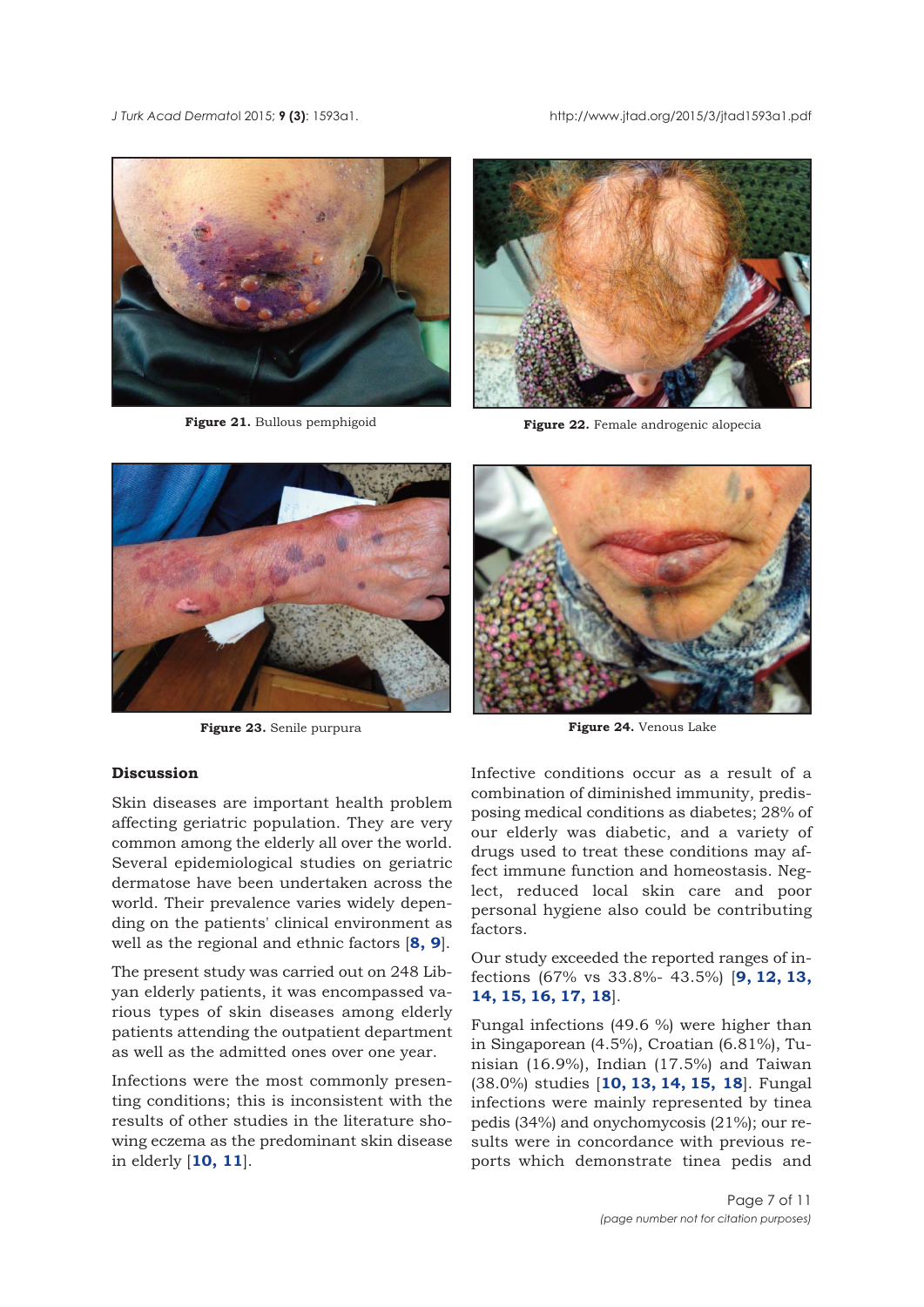**Figure 21.** Bullous pemphigoid

**Figure 22.** Female androgenic alopecia

**Figure 23.** Senile purpura

**Figure 24.** Venous Lake

## Discussion

Skin diseases are important health problem affecting geriatric population. They are very common among the elderly all over the world. Several epidemiological studies on geriatric dermatose have been undertaken across the world. Their prevalence varies widely depending on the patients' clinical environment as well as the regional and ethnic factors [**8, 9**].

The present study was carried out on 248 Libyan elderly patients, it was encompassed various types of skin diseases among elderly patients attending the outpatient department as well as the admitted ones over one year.

Infections were the most commonly presenting conditions; this is inconsistent with the results of other studies in the literature showing eczema as the predominant skin disease in elderly [**10, 11**].

Infective conditions occur as a result of a combination of diminished immunity, predisposing medical conditions as diabetes; 28% of our elderly was diabetic, and a variety of drugs used to treat these conditions may affect immune function and homeostasis. Neglect, reduced local skin care and poor personal hygiene also could be contributing factors.

Our study exceeded the reported ranges of infections (67% vs 33.8%- 43.5%) [**9, 12, 13, 14, 15, 16, 17, 18**].

Fungal infections (49.6 %) were higher than in Singaporean (4.5%), Croatian (6.81%), Tunisian (16.9%), Indian (17.5%) and Taiwan (38.0%) studies [**10, 13, 14, 15, 18**]. Fungal infections were mainly represented by tinea pedis (34%) and onychomycosis (21%); our results were in concordance with previous reports which demonstrate tinea pedis and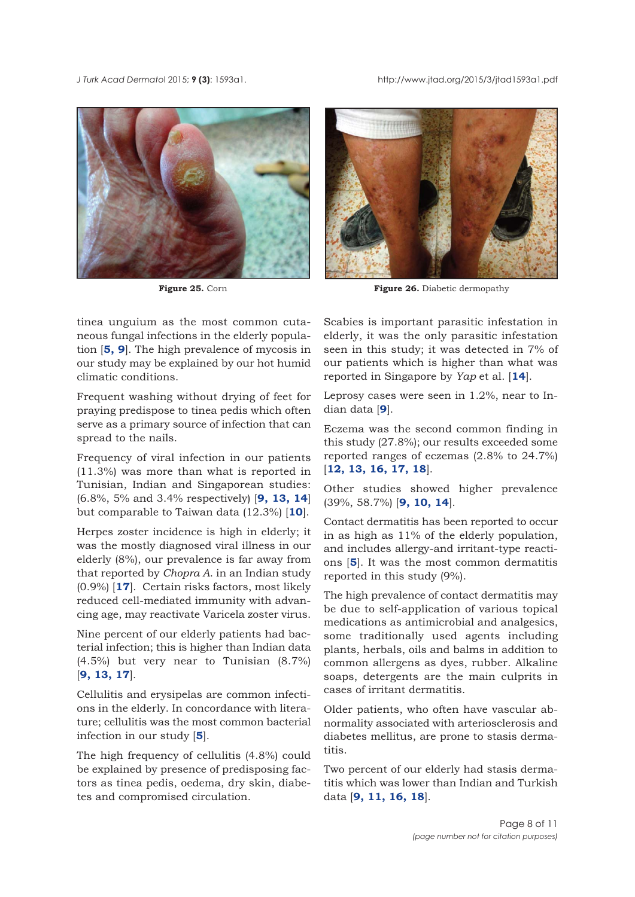**Figure 25.** Corn

**Figure 26.** Diabetic dermopathy

tinea unguium as the most common cutaneous fungal infections in the elderly population [**5, 9**]. The high prevalence of mycosis in our study may be explained by our hot humid climatic conditions.

Frequent washing without drying of feet for praying predispose to tinea pedis which often serve as a primary source of infection that can spread to the nails.

Frequency of viral infection in our patients (11.3%) was more than what is reported in Tunisian, Indian and Singaporean studies: (6.8%, 5% and 3.4% respectively) [**9, 13, 14**] but comparable to Taiwan data (12.3%) [**10**].

Herpes zoster incidence is high in elderly; it was the mostly diagnosed viral illness in our elderly (8%), our prevalence is far away from that reported by *Chopra A.* in an Indian study (0.9%) [**17**]. Certain risks factors, most likely reduced cell-mediated immunity with advancing age, may reactivate Varicela zoster virus.

Nine percent of our elderly patients had bacterial infection; this is higher than Indian data (4.5%) but very near to Tunisian (8.7%) [**9, 13, 17**].

Cellulitis and erysipelas are common infections in the elderly. In concordance with literature; cellulitis was the most common bacterial infection in our study [**5**].

The high frequency of cellulitis (4.8%) could be explained by presence of predisposing factors as tinea pedis, oedema, dry skin, diabetes and compromised circulation.

Scabies is important parasitic infestation in elderly, it was the only parasitic infestation seen in this study; it was detected in 7% of our patients which is higher than what was reported in Singapore by *Yap* et al. [**14**].

Leprosy cases were seen in 1.2%, near to Indian data [**9**].

Eczema was the second common finding in this study (27.8%); our results exceeded some reported ranges of eczemas (2.8% to 24.7%) [**12, 13, 16, 17, 18**].

Other studies showed higher prevalence (39%, 58.7%) [**9, 10, 14**].

Contact dermatitis has been reported to occur in as high as 11% of the elderly population, and includes allergy-and irritant-type reactions [**5**]. It was the most common dermatitis reported in this study (9%).

The high prevalence of contact dermatitis may be due to self-application of various topical medications as antimicrobial and analgesics, some traditionally used agents including plants, herbals, oils and balms in addition to common allergens as dyes, rubber. Alkaline soaps, detergents are the main culprits in cases of irritant dermatitis.

Older patients, who often have vascular abnormality associated with arteriosclerosis and diabetes mellitus, are prone to stasis dermatitis.

Two percent of our elderly had stasis dermatitis which was lower than Indian and Turkish data [**9, 11, 16, 18**].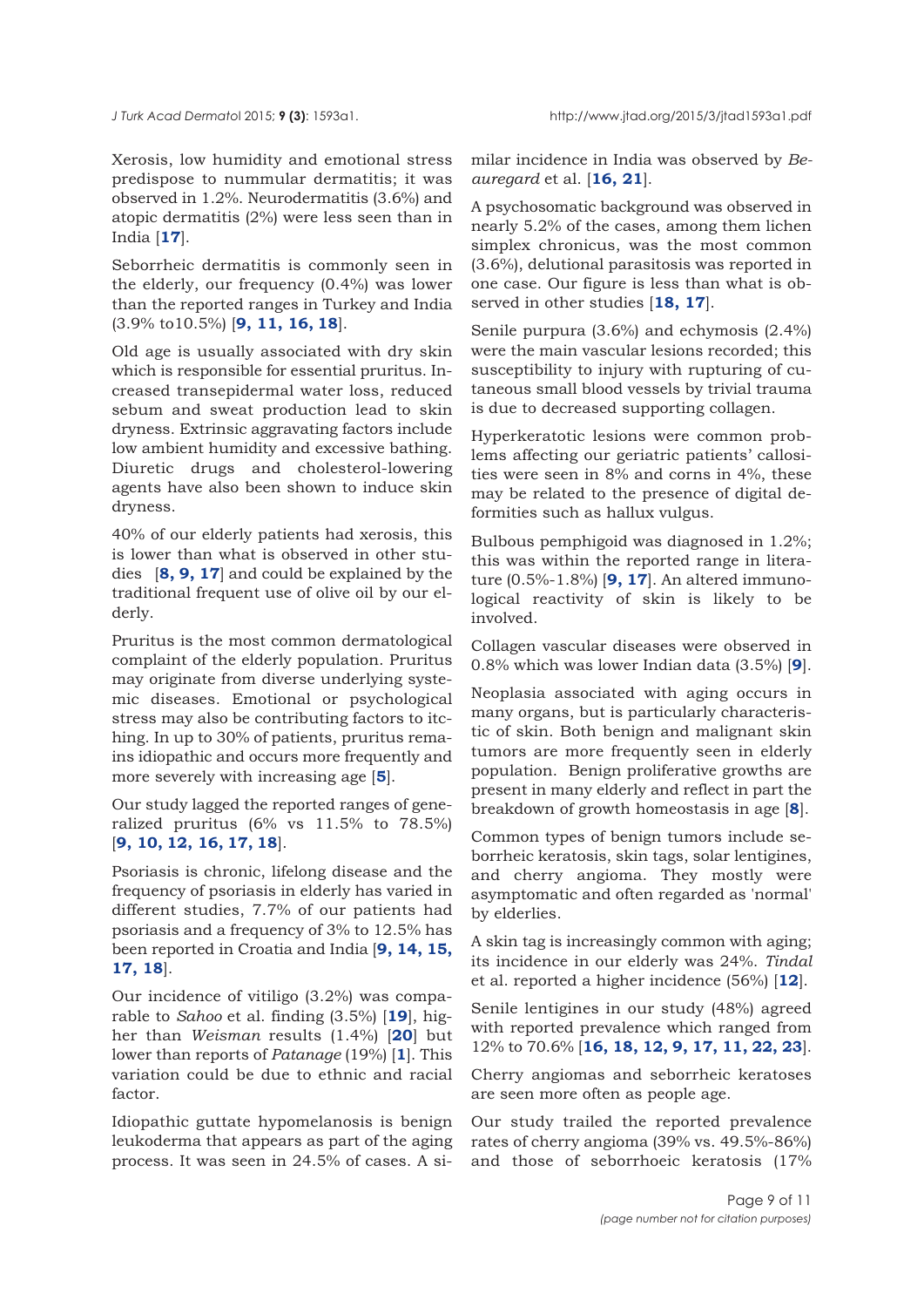Xerosis, low humidity and emotional stress predispose to nummular dermatitis; it was observed in 1.2%. Neurodermatitis (3.6%) and atopic dermatitis (2%) were less seen than in India [**17**].

Seborrheic dermatitis is commonly seen in the elderly, our frequency (0.4%) was lower than the reported ranges in Turkey and India (3.9% to10.5%) [**9, 11, 16, 18**].

Old age is usually associated with dry skin which is responsible for essential pruritus. Increased transepidermal water loss, reduced sebum and sweat production lead to skin dryness. Extrinsic aggravating factors include low ambient humidity and excessive bathing. Diuretic drugs and cholesterol-lowering agents have also been shown to induce skin dryness.

40% of our elderly patients had xerosis, this is lower than what is observed in other studies [**8, 9, 17**] and could be explained by the traditional frequent use of olive oil by our elderly.

Pruritus is the most common dermatological complaint of the elderly population. Pruritus may originate from diverse underlying systemic diseases. Emotional or psychological stress may also be contributing factors to itching. In up to 30% of patients, pruritus remains idiopathic and occurs more frequently and more severely with increasing age [**5**].

Our study lagged the reported ranges of generalized pruritus (6% vs 11.5% to 78.5%) [**9, 10, 12, 16, 17, 18**].

Psoriasis is chronic, lifelong disease and the frequency of psoriasis in elderly has varied in different studies, 7.7% of our patients had psoriasis and a frequency of 3% to 12.5% has been reported in Croatia and India [**9, 14, 15, 17, 18**].

Our incidence of vitiligo (3.2%) was comparable to *Sahoo* et al. finding (3.5%) [**19**], higher than *Weisman* results (1.4%) [**20**] but lower than reports of *Patanage* (19%) [**1**]. This variation could be due to ethnic and racial factor.

Idiopathic guttate hypomelanosis is benign leukoderma that appears as part of the aging process. It was seen in 24.5% of cases. A similar incidence in India was observed by *Beauregard* et al. [**16, 21**].

A psychosomatic background was observed in nearly 5.2% of the cases, among them lichen simplex chronicus, was the most common (3.6%), delutional parasitosis was reported in one case. Our figure is less than what is observed in other studies [**18, 17**].

Senile purpura (3.6%) and echymosis (2.4%) were the main vascular lesions recorded; this susceptibility to injury with rupturing of cutaneous small blood vessels by trivial trauma is due to decreased supporting collagen.

Hyperkeratotic lesions were common problems affecting our geriatric patients' callosities were seen in 8% and corns in 4%, these may be related to the presence of digital deformities such as hallux vulgus.

Bulbous pemphigoid was diagnosed in 1.2%; this was within the reported range in literature (0.5%-1.8%) [**9, 17**]. An altered immunological reactivity of skin is likely to be involved.

Collagen vascular diseases were observed in 0.8% which was lower Indian data (3.5%) [**9**].

Neoplasia associated with aging occurs in many organs, but is particularly characteristic of skin. Both benign and malignant skin tumors are more frequently seen in elderly population. Benign proliferative growths are present in many elderly and reflect in part the breakdown of growth homeostasis in age [**8**].

Common types of benign tumors include seborrheic keratosis, skin tags, solar lentigines, and cherry angioma. They mostly were asymptomatic and often regarded as 'normal' by elderlies.

A skin tag is increasingly common with aging; its incidence in our elderly was 24%. *Tindal* et al. reported a higher incidence (56%) [**12**].

Senile lentigines in our study (48%) agreed with reported prevalence which ranged from 12% to 70.6% [**16, 18, 12, 9, 17, 11, 22, 23**].

Cherry angiomas and seborrheic keratoses are seen more often as people age.

Our study trailed the reported prevalence rates of cherry angioma (39% vs. 49.5%-86%) and those of seborrhoeic keratosis (17%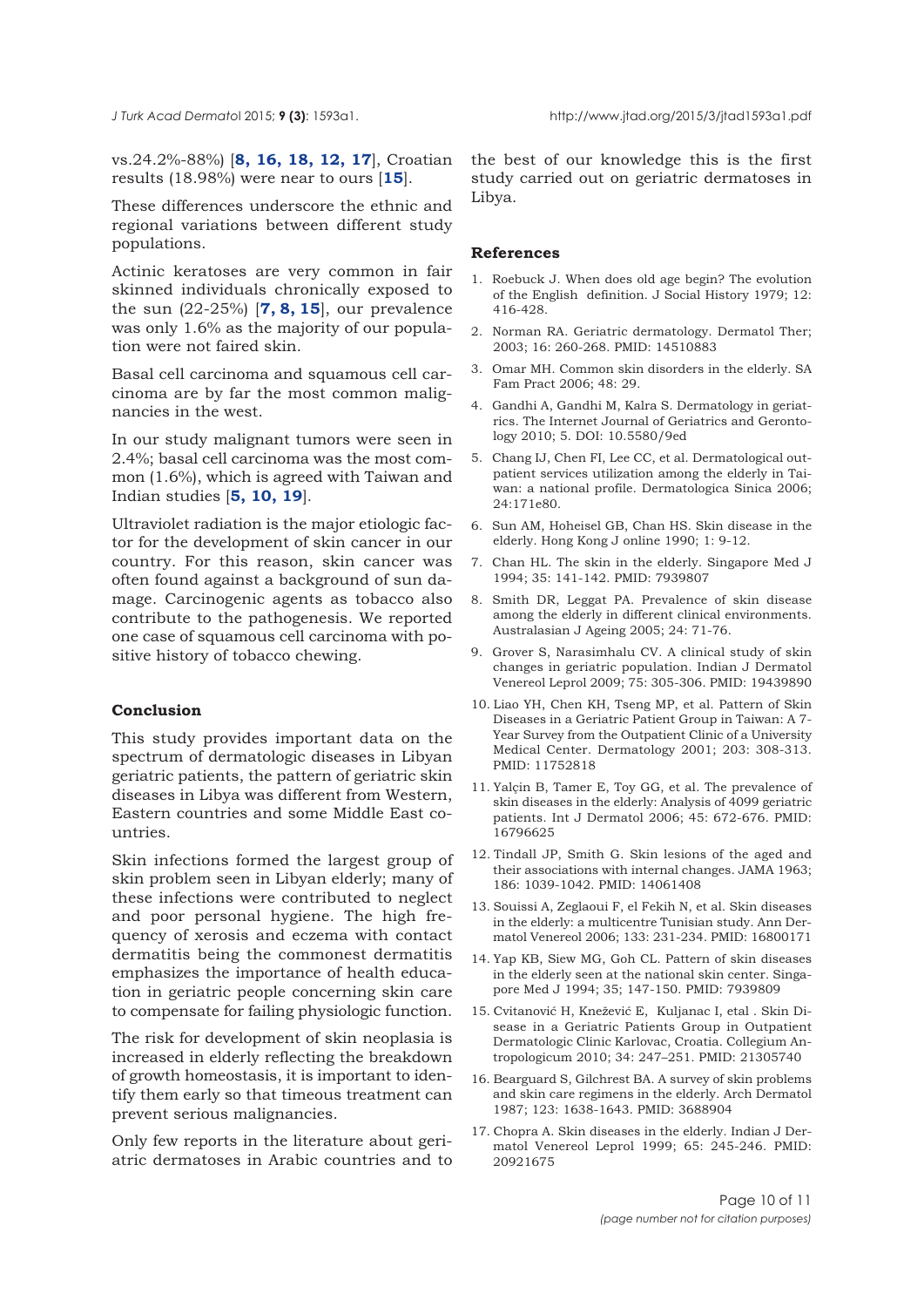vs.24.2%-88%) [**8, 16, 18, 12, 17**], Croatian results (18.98%) were near to ours [**15**].

These differences underscore the ethnic and regional variations between different study populations.

Actinic keratoses are very common in fair skinned individuals chronically exposed to the sun (22-25%) [**7, 8, 15**], our prevalence was only 1.6% as the majority of our population were not faired skin.

Basal cell carcinoma and squamous cell carcinoma are by far the most common malignancies in the west.

In our study malignant tumors were seen in 2.4%; basal cell carcinoma was the most common (1.6%), which is agreed with Taiwan and Indian studies [**5, 10, 19**].

Ultraviolet radiation is the major etiologic factor for the development of skin cancer in our country. For this reason, skin cancer was often found against a background of sun damage. Carcinogenic agents as tobacco also contribute to the pathogenesis. We reported one case of squamous cell carcinoma with positive history of tobacco chewing.

### Conclusion

This study provides important data on the spectrum of dermatologic diseases in Libyan geriatric patients, the pattern of geriatric skin diseases in Libya was different from Western, Eastern countries and some Middle East countries.

Skin infections formed the largest group of skin problem seen in Libyan elderly; many of these infections were contributed to neglect and poor personal hygiene. The high frequency of xerosis and eczema with contact dermatitis being the commonest dermatitis emphasizes the importance of health education in geriatric people concerning skin care to compensate for failing physiologic function.

The risk for development of skin neoplasia is increased in elderly reflecting the breakdown of growth homeostasis, it is important to identify them early so that timeous treatment can prevent serious malignancies.

Only few reports in the literature about geriatric dermatoses in Arabic countries and to the best of our knowledge this is the first study carried out on geriatric dermatoses in Libya.

### References

1. Roebuck J. When does old age begin? The evolution of the English definition. J Social History 1979; 12: 416-428.
2. Norman RA. Geriatric dermatology. Dermatol Ther; 2003; 16: 260-268. PMID: 14510883
3. Omar MH. Common skin disorders in the elderly. SA Fam Pract 2006; 48: 29.
4. Gandhi A, Gandhi M, Kalra S. Dermatology in geriatrics. The Internet Journal of Geriatrics and Gerontology 2010; 5. DOI: 10.5580/9ed
5. Chang IJ, Chen FI, Lee CC, et al. Dermatological outpatient services utilization among the elderly in Taiwan: a national profile. Dermatologica Sinica 2006; 24:171e80.
6. Sun AM, Hoheisel GB, Chan HS. Skin disease in the elderly. Hong Kong J online 1990; 1: 9-12.
7. Chan HL. The skin in the elderly. Singapore Med J 1994; 35: 141-142. PMID: 7939807
8. Smith DR, Leggat PA. Prevalence of skin disease among the elderly in different clinical environments. Australasian J Ageing 2005; 24: 71-76.
9. Grover S, Narasimhalu CV. A clinical study of skin changes in geriatric population. Indian J Dermatol Venereol Leprol 2009; 75: 305-306. PMID: 19439890
10. Liao YH, Chen KH, Tseng MP, et al. Pattern of Skin Diseases in a Geriatric Patient Group in Taiwan: A 7-Year Survey from the Outpatient Clinic of a University Medical Center. Dermatology 2001; 203: 308-313. PMID: 11752818
11. Yalçin B, Tamer E, Toy GG, et al. The prevalence of skin diseases in the elderly: Analysis of 4099 geriatric patients. Int J Dermatol 2006; 45: 672-676. PMID: 16796625
12. Tindall JP, Smith G. Skin lesions of the aged and their associations with internal changes. JAMA 1963; 186: 1039-1042. PMID: 14061408
13. Souissi A, Zeglaoui F, el Fekih N, et al. Skin diseases in the elderly: a multicentre Tunisian study. Ann Dermatol Venereol 2006; 133: 231-234. PMID: 16800171
14. Yap KB, Siew MG, Goh CL. Pattern of skin diseases in the elderly seen at the national skin center. Singapore Med J 1994; 35; 147-150. PMID: 7939809
15. Cvitanović H, Knežević E, Kuljanac I, etal . Skin Disease in a Geriatric Patients Group in Outpatient Dermatologic Clinic Karlovac, Croatia. Collegium Antropologicum 2010; 34: 247–251. PMID: 21305740
16. Bearguard S, Gilchrest BA. A survey of skin problems and skin care regimens in the elderly. Arch Dermatol 1987; 123: 1638-1643. PMID: 3688904
17. Chopra A. Skin diseases in the elderly. Indian J Dermatol Venereol Leprol 1999; 65: 245-246. PMID: 20921675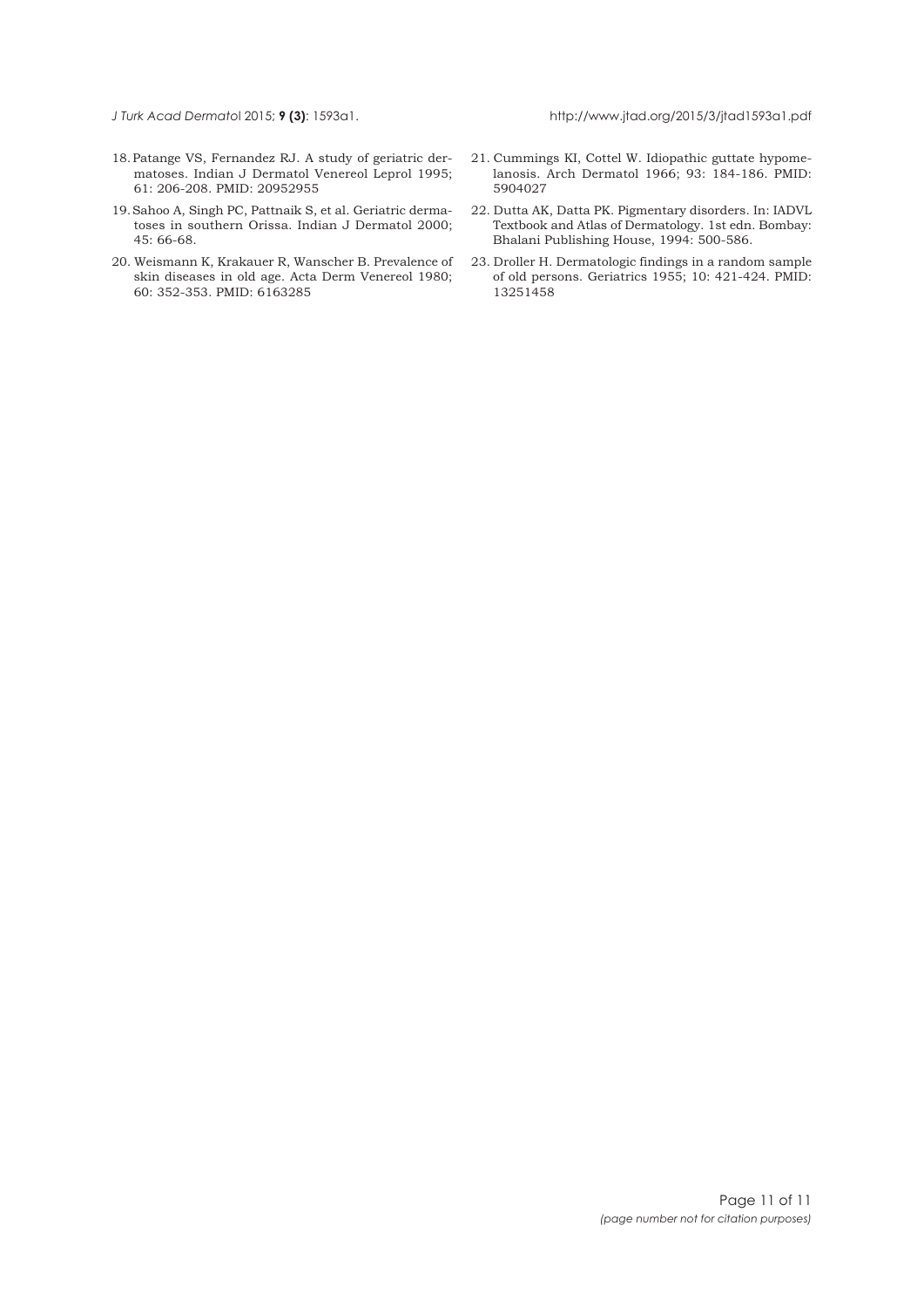18. Patange VS, Fernandez RJ. A study of geriatric dermatoses. Indian J Dermatol Venereol Leprol 1995; 61: 206-208. PMID: 20952955

19. Sahoo A, Singh PC, Pattnaik S, et al. Geriatric dermatoses in southern Orissa. Indian J Dermatol 2000; 45: 66-68.

20. Weismann K, Krakauer R, Wanscher B. Prevalence of skin diseases in old age. Acta Derm Venereol 1980; 60: 352-353. PMID: 6163285

21. Cummings KI, Cottel W. Idiopathic guttate hypomelanosis. Arch Dermatol 1966; 93: 184-186. PMID: 5904027

22. Dutta AK, Datta PK. Pigmentary disorders. In: IADVL Textbook and Atlas of Dermatology. 1st edn. Bombay: Bhalani Publishing House, 1994: 500-586.

23. Droller H. Dermatologic findings in a random sample of old persons. Geriatrics 1955; 10: 421-424. PMID: 13251458